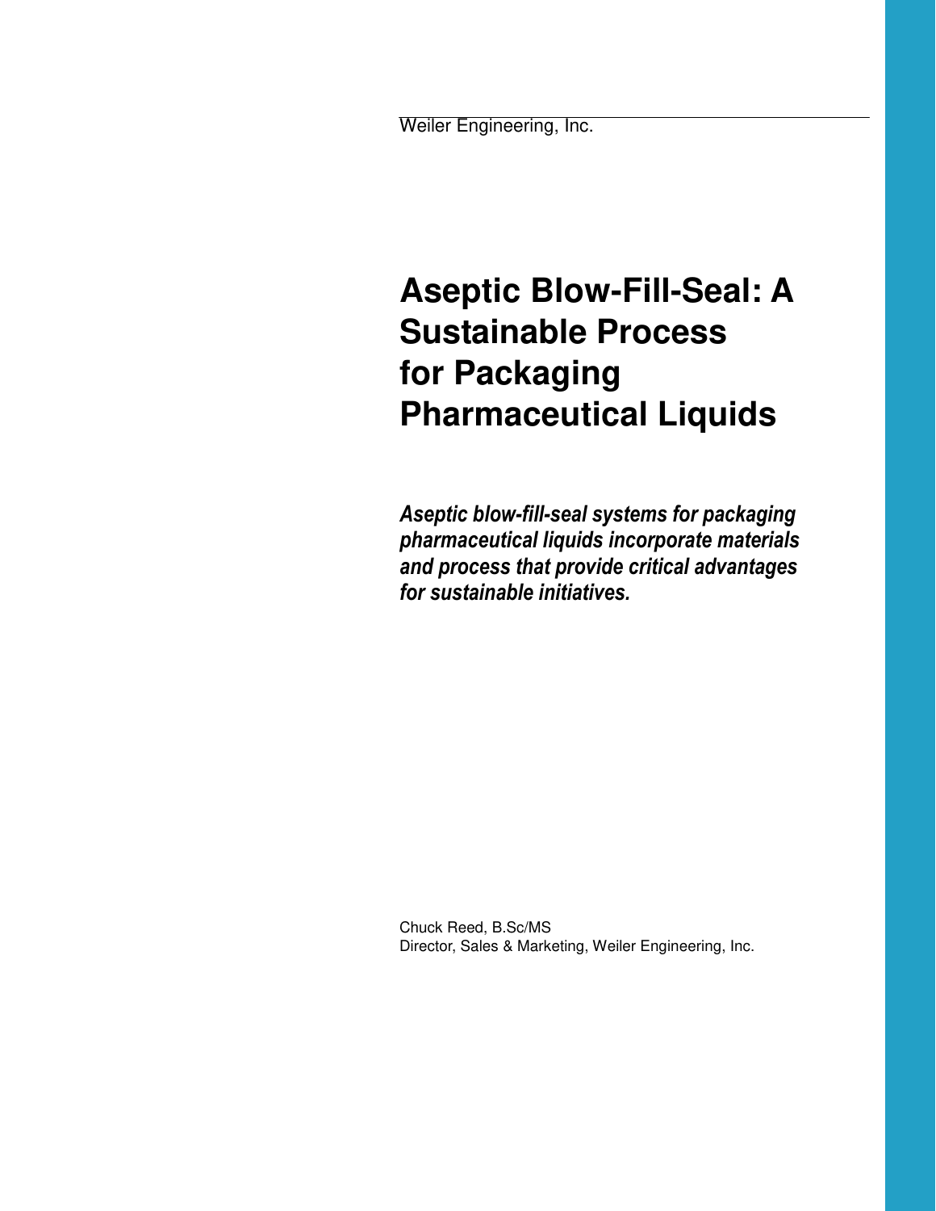Weiler Engineering, Inc.

# Aseptic Blow-Fill-Seal: A Sustainable Process for Packaging Pharmaceutical Liquids

***Aseptic blow-fill-seal systems for packaging pharmaceutical liquids incorporate materials and process that provide critical advantages for sustainable initiatives.***

Chuck Reed, B.Sc/MS
Director, Sales & Marketing, Weiler Engineering, Inc.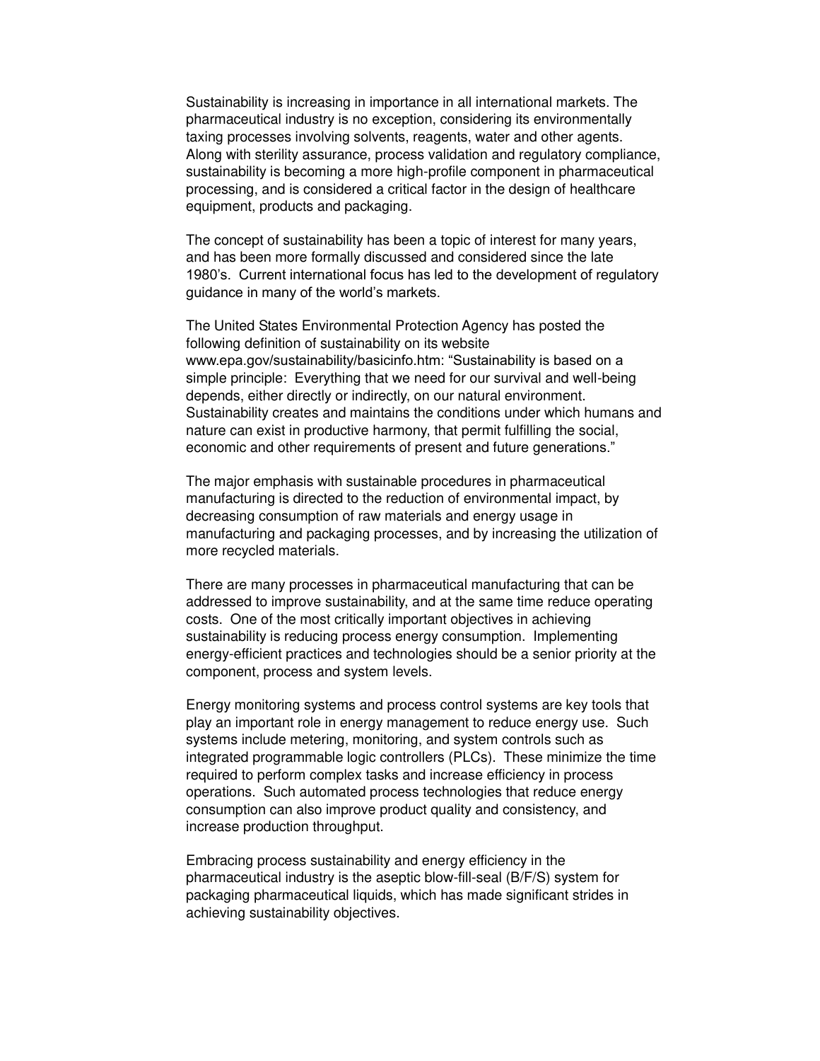Sustainability is increasing in importance in all international markets. The pharmaceutical industry is no exception, considering its environmentally taxing processes involving solvents, reagents, water and other agents. Along with sterility assurance, process validation and regulatory compliance, sustainability is becoming a more high-profile component in pharmaceutical processing, and is considered a critical factor in the design of healthcare equipment, products and packaging.

The concept of sustainability has been a topic of interest for many years, and has been more formally discussed and considered since the late 1980's. Current international focus has led to the development of regulatory guidance in many of the world's markets.

The United States Environmental Protection Agency has posted the following definition of sustainability on its website www.epa.gov/sustainability/basicinfo.htm: "Sustainability is based on a simple principle: Everything that we need for our survival and well-being depends, either directly or indirectly, on our natural environment. Sustainability creates and maintains the conditions under which humans and nature can exist in productive harmony, that permit fulfilling the social, economic and other requirements of present and future generations."

The major emphasis with sustainable procedures in pharmaceutical manufacturing is directed to the reduction of environmental impact, by decreasing consumption of raw materials and energy usage in manufacturing and packaging processes, and by increasing the utilization of more recycled materials.

There are many processes in pharmaceutical manufacturing that can be addressed to improve sustainability, and at the same time reduce operating costs. One of the most critically important objectives in achieving sustainability is reducing process energy consumption. Implementing energy-efficient practices and technologies should be a senior priority at the component, process and system levels.

Energy monitoring systems and process control systems are key tools that play an important role in energy management to reduce energy use. Such systems include metering, monitoring, and system controls such as integrated programmable logic controllers (PLCs). These minimize the time required to perform complex tasks and increase efficiency in process operations. Such automated process technologies that reduce energy consumption can also improve product quality and consistency, and increase production throughput.

Embracing process sustainability and energy efficiency in the pharmaceutical industry is the aseptic blow-fill-seal (B/F/S) system for packaging pharmaceutical liquids, which has made significant strides in achieving sustainability objectives.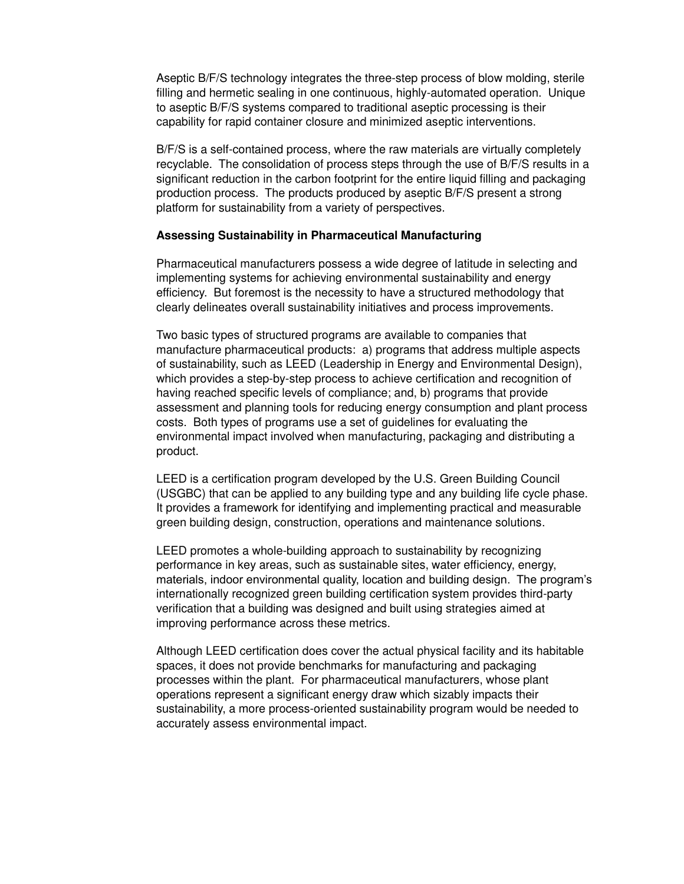Aseptic B/F/S technology integrates the three-step process of blow molding, sterile filling and hermetic sealing in one continuous, highly-automated operation. Unique to aseptic B/F/S systems compared to traditional aseptic processing is their capability for rapid container closure and minimized aseptic interventions.

B/F/S is a self-contained process, where the raw materials are virtually completely recyclable. The consolidation of process steps through the use of B/F/S results in a significant reduction in the carbon footprint for the entire liquid filling and packaging production process. The products produced by aseptic B/F/S present a strong platform for sustainability from a variety of perspectives.

**Assessing Sustainability in Pharmaceutical Manufacturing**

Pharmaceutical manufacturers possess a wide degree of latitude in selecting and implementing systems for achieving environmental sustainability and energy efficiency. But foremost is the necessity to have a structured methodology that clearly delineates overall sustainability initiatives and process improvements.

Two basic types of structured programs are available to companies that manufacture pharmaceutical products: a) programs that address multiple aspects of sustainability, such as LEED (Leadership in Energy and Environmental Design), which provides a step-by-step process to achieve certification and recognition of having reached specific levels of compliance; and, b) programs that provide assessment and planning tools for reducing energy consumption and plant process costs. Both types of programs use a set of guidelines for evaluating the environmental impact involved when manufacturing, packaging and distributing a product.

LEED is a certification program developed by the U.S. Green Building Council (USGBC) that can be applied to any building type and any building life cycle phase. It provides a framework for identifying and implementing practical and measurable green building design, construction, operations and maintenance solutions.

LEED promotes a whole-building approach to sustainability by recognizing performance in key areas, such as sustainable sites, water efficiency, energy, materials, indoor environmental quality, location and building design. The program's internationally recognized green building certification system provides third-party verification that a building was designed and built using strategies aimed at improving performance across these metrics.

Although LEED certification does cover the actual physical facility and its habitable spaces, it does not provide benchmarks for manufacturing and packaging processes within the plant. For pharmaceutical manufacturers, whose plant operations represent a significant energy draw which sizably impacts their sustainability, a more process-oriented sustainability program would be needed to accurately assess environmental impact.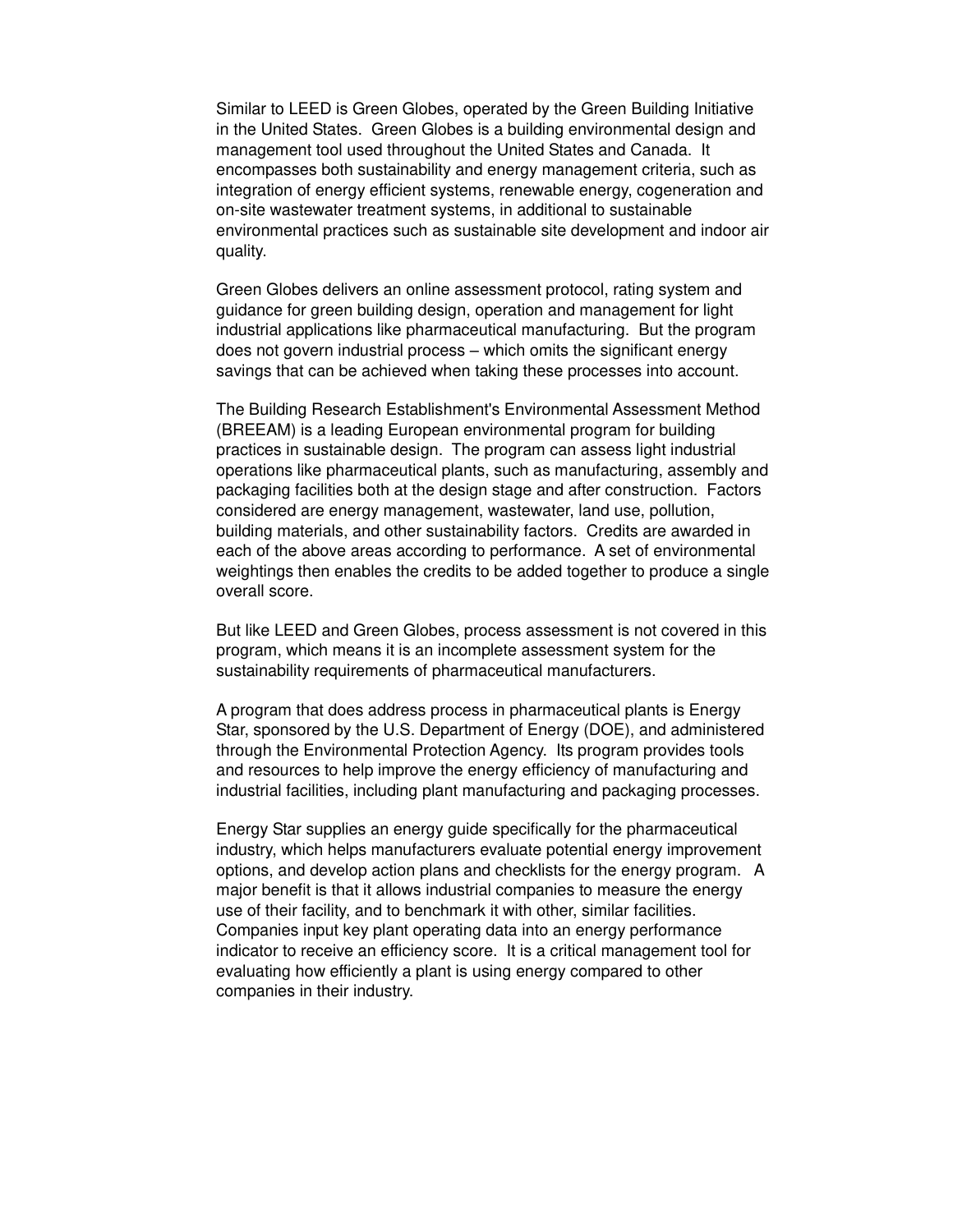Similar to LEED is Green Globes, operated by the Green Building Initiative in the United States. Green Globes is a building environmental design and management tool used throughout the United States and Canada. It encompasses both sustainability and energy management criteria, such as integration of energy efficient systems, renewable energy, cogeneration and on-site wastewater treatment systems, in additional to sustainable environmental practices such as sustainable site development and indoor air quality.

Green Globes delivers an online assessment protocol, rating system and guidance for green building design, operation and management for light industrial applications like pharmaceutical manufacturing. But the program does not govern industrial process – which omits the significant energy savings that can be achieved when taking these processes into account.

The Building Research Establishment's Environmental Assessment Method (BREEAM) is a leading European environmental program for building practices in sustainable design. The program can assess light industrial operations like pharmaceutical plants, such as manufacturing, assembly and packaging facilities both at the design stage and after construction. Factors considered are energy management, wastewater, land use, pollution, building materials, and other sustainability factors. Credits are awarded in each of the above areas according to performance. A set of environmental weightings then enables the credits to be added together to produce a single overall score.

But like LEED and Green Globes, process assessment is not covered in this program, which means it is an incomplete assessment system for the sustainability requirements of pharmaceutical manufacturers.

A program that does address process in pharmaceutical plants is Energy Star, sponsored by the U.S. Department of Energy (DOE), and administered through the Environmental Protection Agency. Its program provides tools and resources to help improve the energy efficiency of manufacturing and industrial facilities, including plant manufacturing and packaging processes.

Energy Star supplies an energy guide specifically for the pharmaceutical industry, which helps manufacturers evaluate potential energy improvement options, and develop action plans and checklists for the energy program. A major benefit is that it allows industrial companies to measure the energy use of their facility, and to benchmark it with other, similar facilities. Companies input key plant operating data into an energy performance indicator to receive an efficiency score. It is a critical management tool for evaluating how efficiently a plant is using energy compared to other companies in their industry.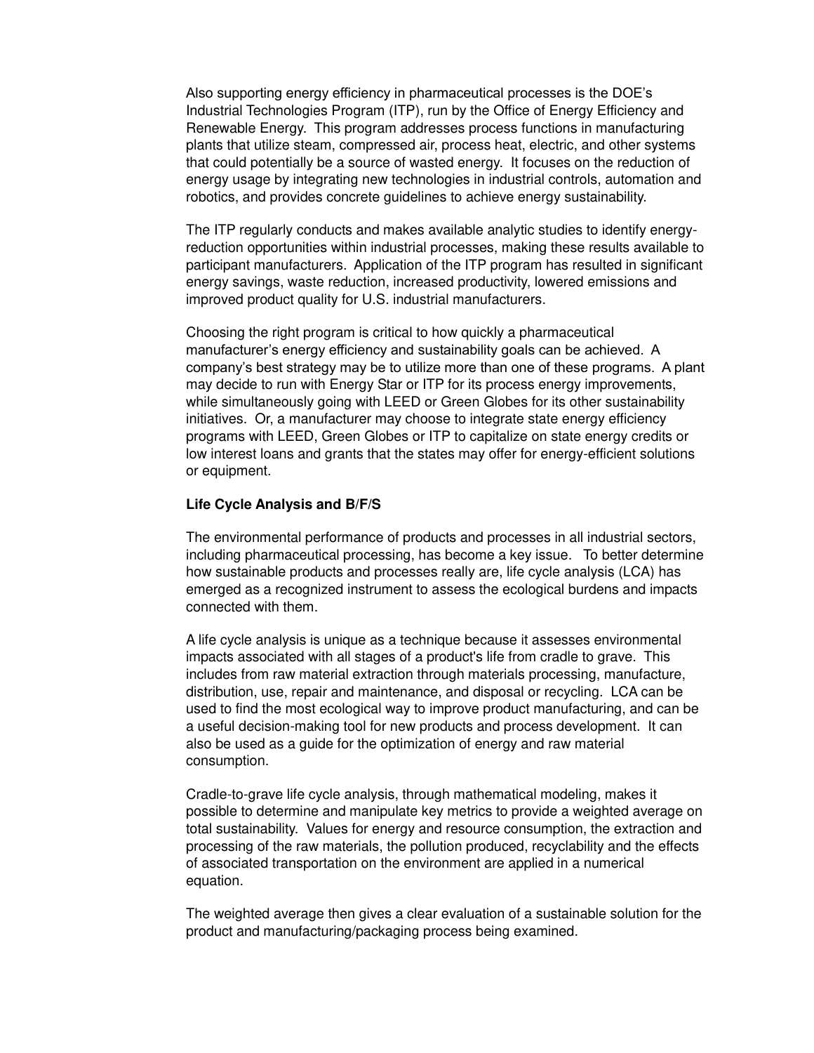Also supporting energy efficiency in pharmaceutical processes is the DOE's Industrial Technologies Program (ITP), run by the Office of Energy Efficiency and Renewable Energy. This program addresses process functions in manufacturing plants that utilize steam, compressed air, process heat, electric, and other systems that could potentially be a source of wasted energy. It focuses on the reduction of energy usage by integrating new technologies in industrial controls, automation and robotics, and provides concrete guidelines to achieve energy sustainability.

The ITP regularly conducts and makes available analytic studies to identify energy-reduction opportunities within industrial processes, making these results available to participant manufacturers. Application of the ITP program has resulted in significant energy savings, waste reduction, increased productivity, lowered emissions and improved product quality for U.S. industrial manufacturers.

Choosing the right program is critical to how quickly a pharmaceutical manufacturer's energy efficiency and sustainability goals can be achieved. A company's best strategy may be to utilize more than one of these programs. A plant may decide to run with Energy Star or ITP for its process energy improvements, while simultaneously going with LEED or Green Globes for its other sustainability initiatives. Or, a manufacturer may choose to integrate state energy efficiency programs with LEED, Green Globes or ITP to capitalize on state energy credits or low interest loans and grants that the states may offer for energy-efficient solutions or equipment.

**Life Cycle Analysis and B/F/S**

The environmental performance of products and processes in all industrial sectors, including pharmaceutical processing, has become a key issue. To better determine how sustainable products and processes really are, life cycle analysis (LCA) has emerged as a recognized instrument to assess the ecological burdens and impacts connected with them.

A life cycle analysis is unique as a technique because it assesses environmental impacts associated with all stages of a product's life from cradle to grave. This includes from raw material extraction through materials processing, manufacture, distribution, use, repair and maintenance, and disposal or recycling. LCA can be used to find the most ecological way to improve product manufacturing, and can be a useful decision-making tool for new products and process development. It can also be used as a guide for the optimization of energy and raw material consumption.

Cradle-to-grave life cycle analysis, through mathematical modeling, makes it possible to determine and manipulate key metrics to provide a weighted average on total sustainability. Values for energy and resource consumption, the extraction and processing of the raw materials, the pollution produced, recyclability and the effects of associated transportation on the environment are applied in a numerical equation.

The weighted average then gives a clear evaluation of a sustainable solution for the product and manufacturing/packaging process being examined.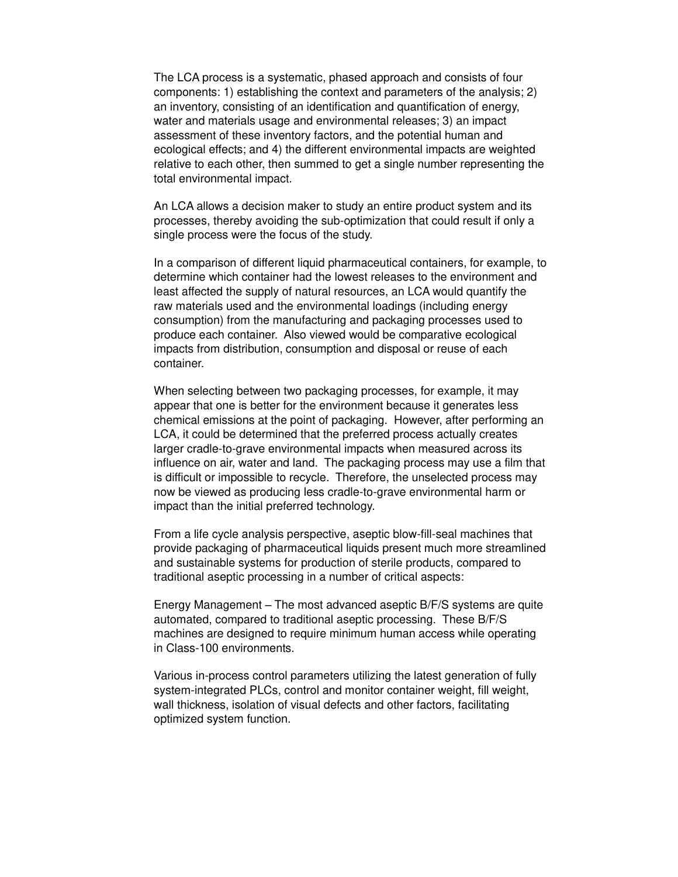The LCA process is a systematic, phased approach and consists of four components: 1) establishing the context and parameters of the analysis; 2) an inventory, consisting of an identification and quantification of energy, water and materials usage and environmental releases; 3) an impact assessment of these inventory factors, and the potential human and ecological effects; and 4) the different environmental impacts are weighted relative to each other, then summed to get a single number representing the total environmental impact.

An LCA allows a decision maker to study an entire product system and its processes, thereby avoiding the sub-optimization that could result if only a single process were the focus of the study.

In a comparison of different liquid pharmaceutical containers, for example, to determine which container had the lowest releases to the environment and least affected the supply of natural resources, an LCA would quantify the raw materials used and the environmental loadings (including energy consumption) from the manufacturing and packaging processes used to produce each container. Also viewed would be comparative ecological impacts from distribution, consumption and disposal or reuse of each container.

When selecting between two packaging processes, for example, it may appear that one is better for the environment because it generates less chemical emissions at the point of packaging. However, after performing an LCA, it could be determined that the preferred process actually creates larger cradle-to-grave environmental impacts when measured across its influence on air, water and land. The packaging process may use a film that is difficult or impossible to recycle. Therefore, the unselected process may now be viewed as producing less cradle-to-grave environmental harm or impact than the initial preferred technology.

From a life cycle analysis perspective, aseptic blow-fill-seal machines that provide packaging of pharmaceutical liquids present much more streamlined and sustainable systems for production of sterile products, compared to traditional aseptic processing in a number of critical aspects:

Energy Management – The most advanced aseptic B/F/S systems are quite automated, compared to traditional aseptic processing. These B/F/S machines are designed to require minimum human access while operating in Class-100 environments.

Various in-process control parameters utilizing the latest generation of fully system-integrated PLCs, control and monitor container weight, fill weight, wall thickness, isolation of visual defects and other factors, facilitating optimized system function.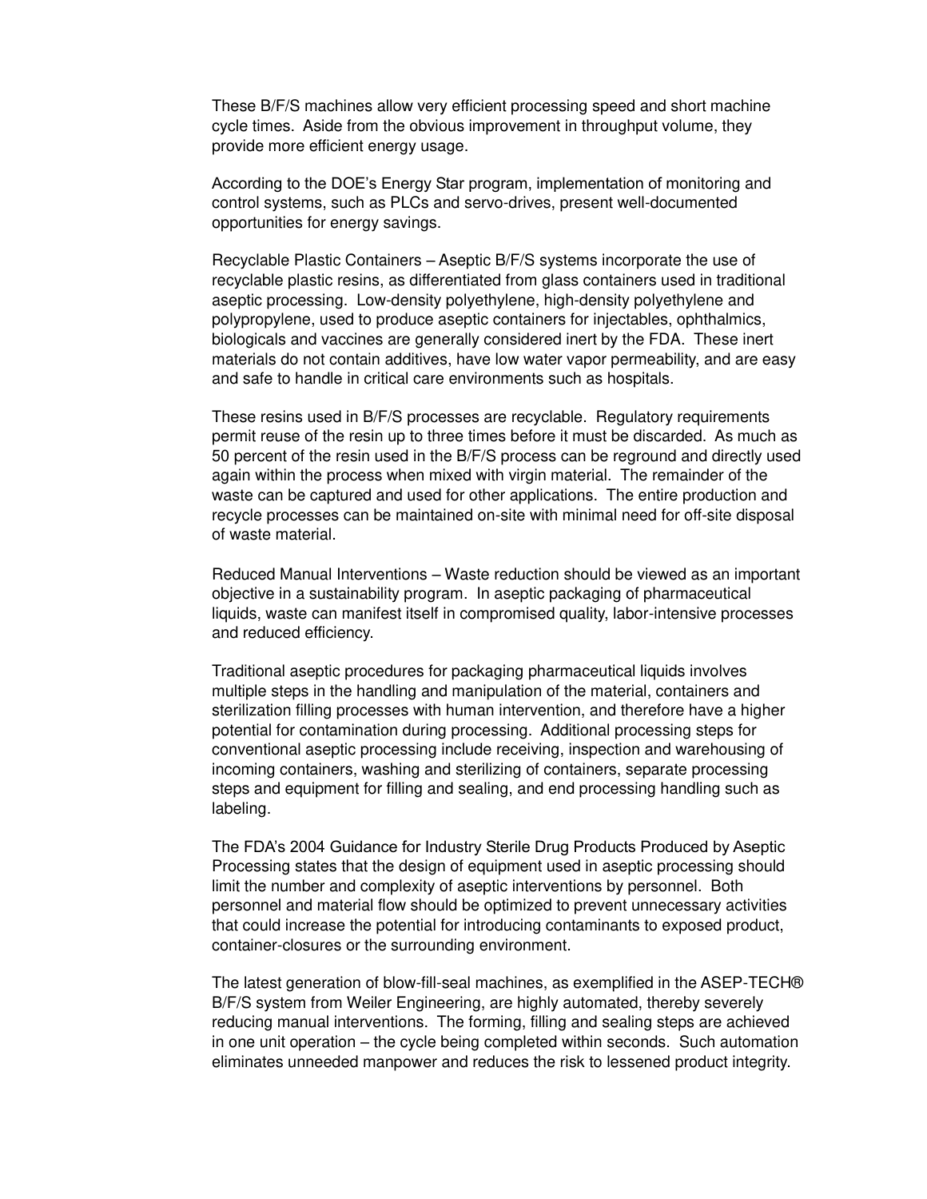These B/F/S machines allow very efficient processing speed and short machine cycle times. Aside from the obvious improvement in throughput volume, they provide more efficient energy usage.

According to the DOE's Energy Star program, implementation of monitoring and control systems, such as PLCs and servo-drives, present well-documented opportunities for energy savings.

Recyclable Plastic Containers – Aseptic B/F/S systems incorporate the use of recyclable plastic resins, as differentiated from glass containers used in traditional aseptic processing. Low-density polyethylene, high-density polyethylene and polypropylene, used to produce aseptic containers for injectables, ophthalmics, biologicals and vaccines are generally considered inert by the FDA. These inert materials do not contain additives, have low water vapor permeability, and are easy and safe to handle in critical care environments such as hospitals.

These resins used in B/F/S processes are recyclable. Regulatory requirements permit reuse of the resin up to three times before it must be discarded. As much as 50 percent of the resin used in the B/F/S process can be reground and directly used again within the process when mixed with virgin material. The remainder of the waste can be captured and used for other applications. The entire production and recycle processes can be maintained on-site with minimal need for off-site disposal of waste material.

Reduced Manual Interventions – Waste reduction should be viewed as an important objective in a sustainability program. In aseptic packaging of pharmaceutical liquids, waste can manifest itself in compromised quality, labor-intensive processes and reduced efficiency.

Traditional aseptic procedures for packaging pharmaceutical liquids involves multiple steps in the handling and manipulation of the material, containers and sterilization filling processes with human intervention, and therefore have a higher potential for contamination during processing. Additional processing steps for conventional aseptic processing include receiving, inspection and warehousing of incoming containers, washing and sterilizing of containers, separate processing steps and equipment for filling and sealing, and end processing handling such as labeling.

The FDA's 2004 Guidance for Industry Sterile Drug Products Produced by Aseptic Processing states that the design of equipment used in aseptic processing should limit the number and complexity of aseptic interventions by personnel. Both personnel and material flow should be optimized to prevent unnecessary activities that could increase the potential for introducing contaminants to exposed product, container-closures or the surrounding environment.

The latest generation of blow-fill-seal machines, as exemplified in the ASEP-TECH® B/F/S system from Weiler Engineering, are highly automated, thereby severely reducing manual interventions. The forming, filling and sealing steps are achieved in one unit operation – the cycle being completed within seconds. Such automation eliminates unneeded manpower and reduces the risk to lessened product integrity.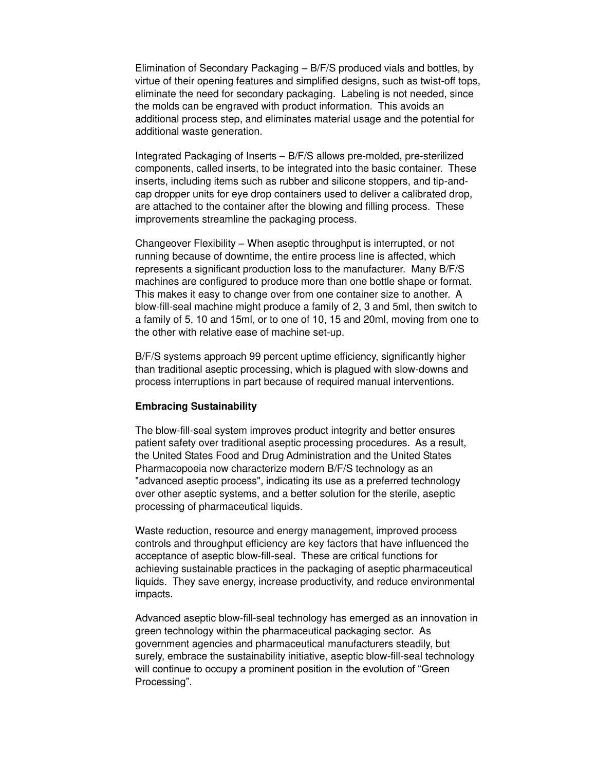Elimination of Secondary Packaging – B/F/S produced vials and bottles, by virtue of their opening features and simplified designs, such as twist-off tops, eliminate the need for secondary packaging. Labeling is not needed, since the molds can be engraved with product information. This avoids an additional process step, and eliminates material usage and the potential for additional waste generation.

Integrated Packaging of Inserts – B/F/S allows pre-molded, pre-sterilized components, called inserts, to be integrated into the basic container. These inserts, including items such as rubber and silicone stoppers, and tip-and-cap dropper units for eye drop containers used to deliver a calibrated drop, are attached to the container after the blowing and filling process. These improvements streamline the packaging process.

Changeover Flexibility – When aseptic throughput is interrupted, or not running because of downtime, the entire process line is affected, which represents a significant production loss to the manufacturer. Many B/F/S machines are configured to produce more than one bottle shape or format. This makes it easy to change over from one container size to another. A blow-fill-seal machine might produce a family of 2, 3 and 5ml, then switch to a family of 5, 10 and 15ml, or to one of 10, 15 and 20ml, moving from one to the other with relative ease of machine set-up.

B/F/S systems approach 99 percent uptime efficiency, significantly higher than traditional aseptic processing, which is plagued with slow-downs and process interruptions in part because of required manual interventions.

**Embracing Sustainability**

The blow-fill-seal system improves product integrity and better ensures patient safety over traditional aseptic processing procedures. As a result, the United States Food and Drug Administration and the United States Pharmacopoeia now characterize modern B/F/S technology as an "advanced aseptic process", indicating its use as a preferred technology over other aseptic systems, and a better solution for the sterile, aseptic processing of pharmaceutical liquids.

Waste reduction, resource and energy management, improved process controls and throughput efficiency are key factors that have influenced the acceptance of aseptic blow-fill-seal. These are critical functions for achieving sustainable practices in the packaging of aseptic pharmaceutical liquids. They save energy, increase productivity, and reduce environmental impacts.

Advanced aseptic blow-fill-seal technology has emerged as an innovation in green technology within the pharmaceutical packaging sector. As government agencies and pharmaceutical manufacturers steadily, but surely, embrace the sustainability initiative, aseptic blow-fill-seal technology will continue to occupy a prominent position in the evolution of "Green Processing".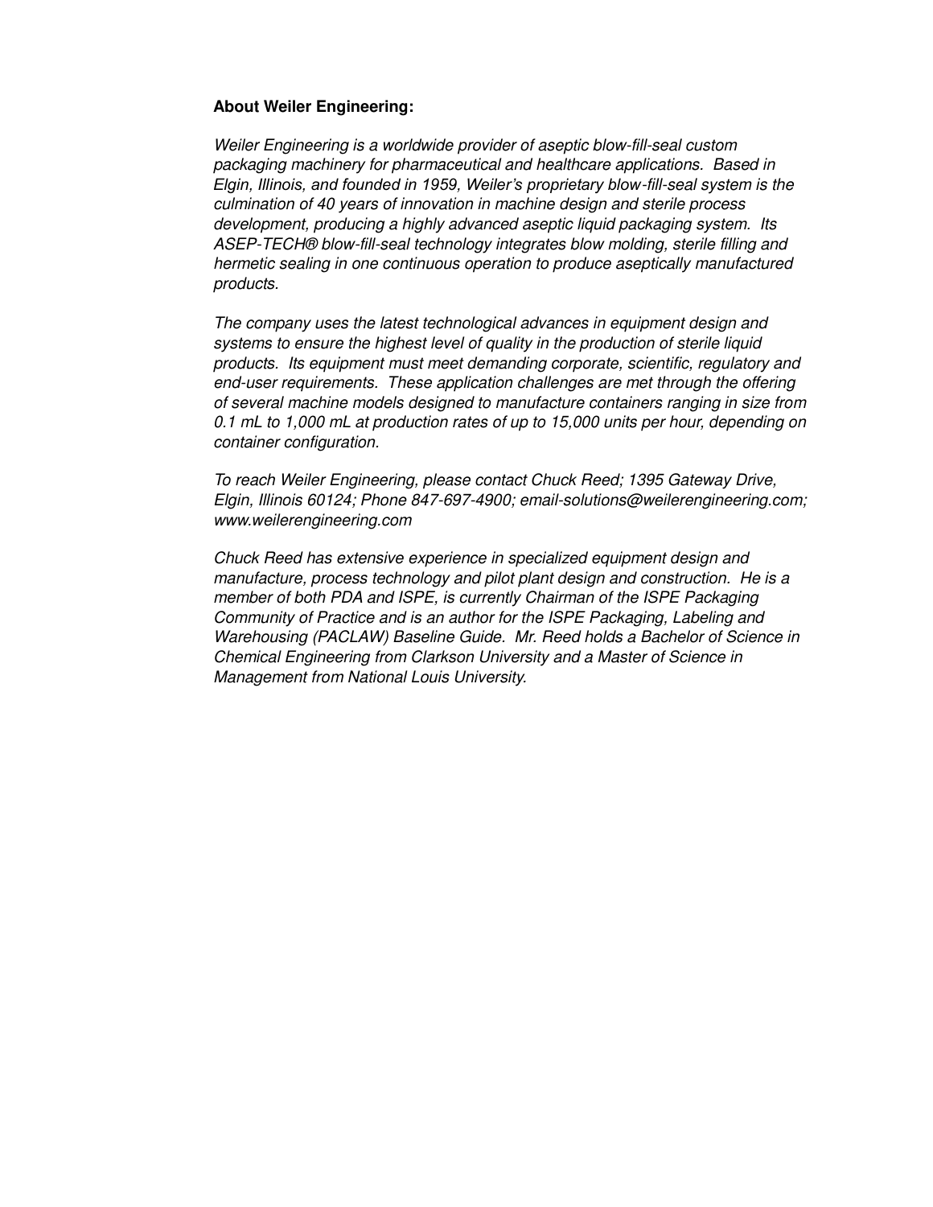**About Weiler Engineering:**

*Weiler Engineering is a worldwide provider of aseptic blow-fill-seal custom packaging machinery for pharmaceutical and healthcare applications. Based in Elgin, Illinois, and founded in 1959, Weiler's proprietary blow-fill-seal system is the culmination of 40 years of innovation in machine design and sterile process development, producing a highly advanced aseptic liquid packaging system. Its ASEP-TECH® blow-fill-seal technology integrates blow molding, sterile filling and hermetic sealing in one continuous operation to produce aseptically manufactured products.*

*The company uses the latest technological advances in equipment design and systems to ensure the highest level of quality in the production of sterile liquid products. Its equipment must meet demanding corporate, scientific, regulatory and end-user requirements. These application challenges are met through the offering of several machine models designed to manufacture containers ranging in size from 0.1 mL to 1,000 mL at production rates of up to 15,000 units per hour, depending on container configuration.*

*To reach Weiler Engineering, please contact Chuck Reed; 1395 Gateway Drive, Elgin, Illinois 60124; Phone 847-697-4900; email-solutions@weilerengineering.com; www.weilerengineering.com*

*Chuck Reed has extensive experience in specialized equipment design and manufacture, process technology and pilot plant design and construction. He is a member of both PDA and ISPE, is currently Chairman of the ISPE Packaging Community of Practice and is an author for the ISPE Packaging, Labeling and Warehousing (PACLAW) Baseline Guide. Mr. Reed holds a Bachelor of Science in Chemical Engineering from Clarkson University and a Master of Science in Management from National Louis University.*